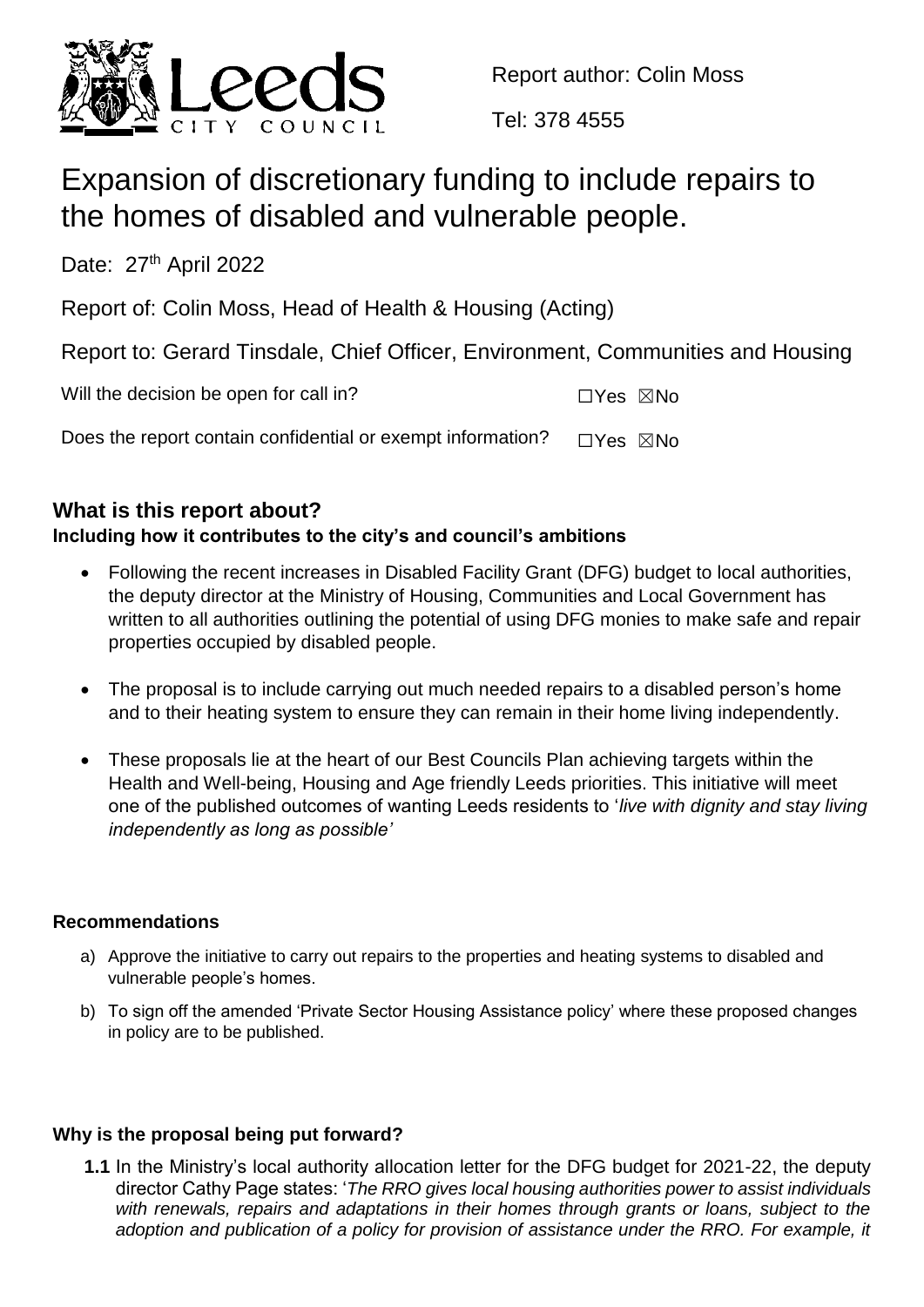Report author: Colin Moss

Tel: 378 4555

# Expansion of discretionary funding to include repairs to the homes of disabled and vulnerable people.

Date: 27th April 2022

Report of: Colin Moss, Head of Health & Housing (Acting)

Report to: Gerard Tinsdale, Chief Officer, Environment, Communities and Housing

| | |
|---|---|
| Will the decision be open for call in? | ☐Yes ☒No |
| Does the report contain confidential or exempt information? | ☐Yes ☒No |

## What is this report about?

**Including how it contributes to the city's and council's ambitions**

- Following the recent increases in Disabled Facility Grant (DFG) budget to local authorities, the deputy director at the Ministry of Housing, Communities and Local Government has written to all authorities outlining the potential of using DFG monies to make safe and repair properties occupied by disabled people.
- The proposal is to include carrying out much needed repairs to a disabled person's home and to their heating system to ensure they can remain in their home living independently.
- These proposals lie at the heart of our Best Councils Plan achieving targets within the Health and Well-being, Housing and Age friendly Leeds priorities. This initiative will meet one of the published outcomes of wanting Leeds residents to '*live with dignity and stay living independently as long as possible'*

### Recommendations

a) Approve the initiative to carry out repairs to the properties and heating systems to disabled and vulnerable people's homes.

b) To sign off the amended 'Private Sector Housing Assistance policy' where these proposed changes in policy are to be published.

### Why is the proposal being put forward?

**1.1** In the Ministry's local authority allocation letter for the DFG budget for 2021-22, the deputy director Cathy Page states: '*The RRO gives local housing authorities power to assist individuals with renewals, repairs and adaptations in their homes through grants or loans, subject to the adoption and publication of a policy for provision of assistance under the RRO. For example, it*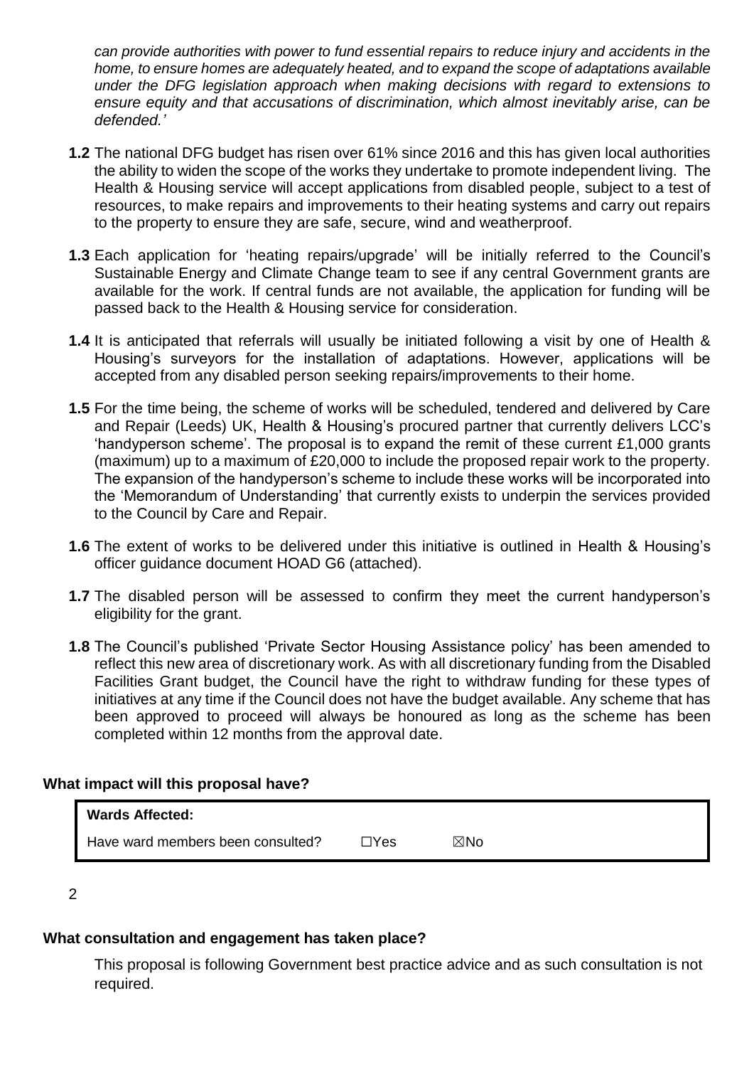*can provide authorities with power to fund essential repairs to reduce injury and accidents in the home, to ensure homes are adequately heated, and to expand the scope of adaptations available under the DFG legislation approach when making decisions with regard to extensions to ensure equity and that accusations of discrimination, which almost inevitably arise, can be defended.'*

**1.2** The national DFG budget has risen over 61% since 2016 and this has given local authorities the ability to widen the scope of the works they undertake to promote independent living. The Health & Housing service will accept applications from disabled people, subject to a test of resources, to make repairs and improvements to their heating systems and carry out repairs to the property to ensure they are safe, secure, wind and weatherproof.

**1.3** Each application for 'heating repairs/upgrade' will be initially referred to the Council's Sustainable Energy and Climate Change team to see if any central Government grants are available for the work. If central funds are not available, the application for funding will be passed back to the Health & Housing service for consideration.

**1.4** It is anticipated that referrals will usually be initiated following a visit by one of Health & Housing's surveyors for the installation of adaptations. However, applications will be accepted from any disabled person seeking repairs/improvements to their home.

**1.5** For the time being, the scheme of works will be scheduled, tendered and delivered by Care and Repair (Leeds) UK, Health & Housing's procured partner that currently delivers LCC's 'handyperson scheme'. The proposal is to expand the remit of these current £1,000 grants (maximum) up to a maximum of £20,000 to include the proposed repair work to the property. The expansion of the handyperson's scheme to include these works will be incorporated into the 'Memorandum of Understanding' that currently exists to underpin the services provided to the Council by Care and Repair.

**1.6** The extent of works to be delivered under this initiative is outlined in Health & Housing's officer guidance document HOAD G6 (attached).

**1.7** The disabled person will be assessed to confirm they meet the current handyperson's eligibility for the grant.

**1.8** The Council's published 'Private Sector Housing Assistance policy' has been amended to reflect this new area of discretionary work. As with all discretionary funding from the Disabled Facilities Grant budget, the Council have the right to withdraw funding for these types of initiatives at any time if the Council does not have the budget available. Any scheme that has been approved to proceed will always be honoured as long as the scheme has been completed within 12 months from the approval date.

**What impact will this proposal have?**

| **Wards Affected:** | | |
|---|---|---|
| Have ward members been consulted? | ☐Yes | ☒No |

**What consultation and engagement has taken place?**

This proposal is following Government best practice advice and as such consultation is not required.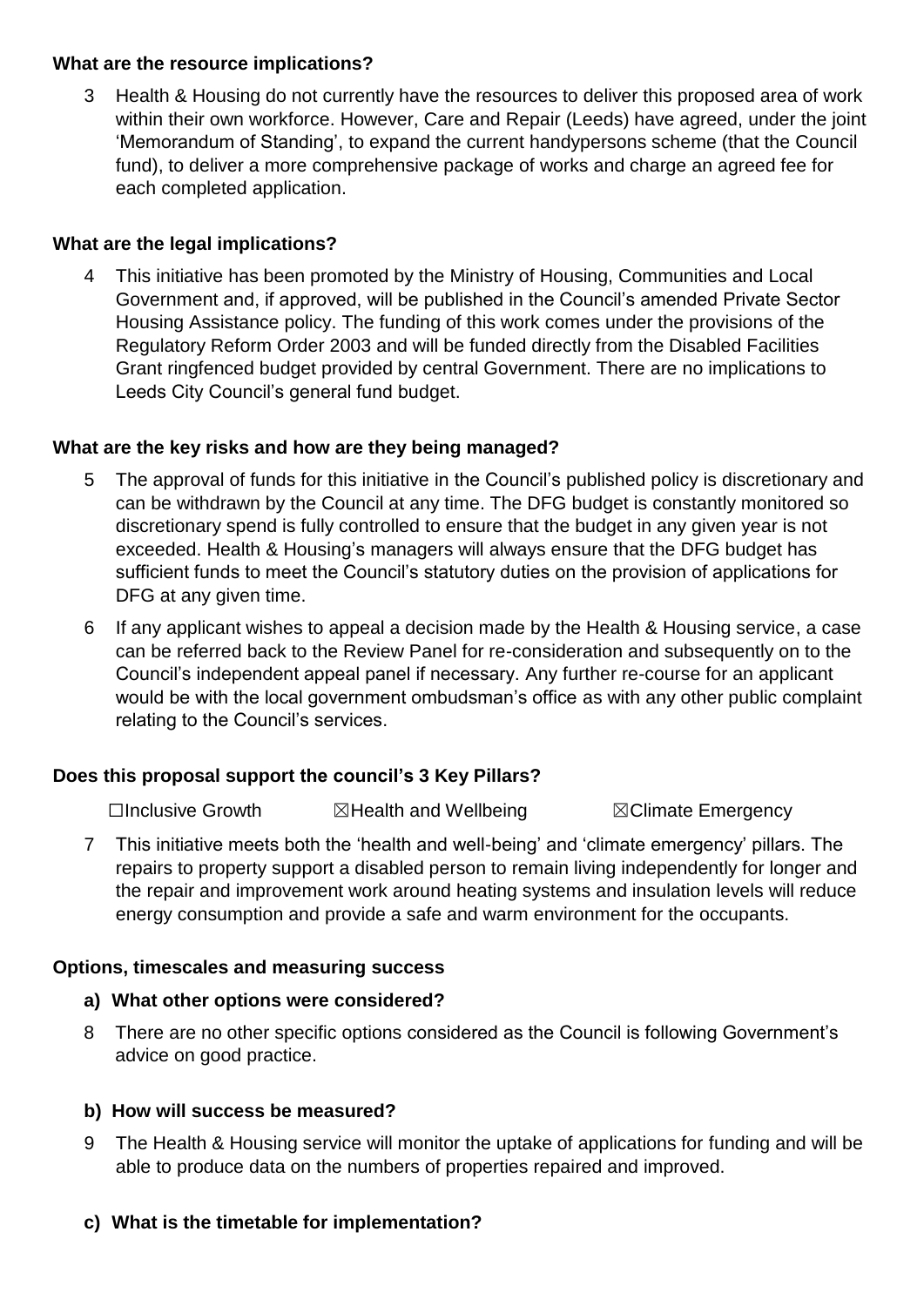**What are the resource implications?**

3 Health & Housing do not currently have the resources to deliver this proposed area of work within their own workforce. However, Care and Repair (Leeds) have agreed, under the joint 'Memorandum of Standing', to expand the current handypersons scheme (that the Council fund), to deliver a more comprehensive package of works and charge an agreed fee for each completed application.

**What are the legal implications?**

4 This initiative has been promoted by the Ministry of Housing, Communities and Local Government and, if approved, will be published in the Council's amended Private Sector Housing Assistance policy. The funding of this work comes under the provisions of the Regulatory Reform Order 2003 and will be funded directly from the Disabled Facilities Grant ringfenced budget provided by central Government. There are no implications to Leeds City Council's general fund budget.

**What are the key risks and how are they being managed?**

5 The approval of funds for this initiative in the Council's published policy is discretionary and can be withdrawn by the Council at any time. The DFG budget is constantly monitored so discretionary spend is fully controlled to ensure that the budget in any given year is not exceeded. Health & Housing's managers will always ensure that the DFG budget has sufficient funds to meet the Council's statutory duties on the provision of applications for DFG at any given time.

6 If any applicant wishes to appeal a decision made by the Health & Housing service, a case can be referred back to the Review Panel for re-consideration and subsequently on to the Council's independent appeal panel if necessary. Any further re-course for an applicant would be with the local government ombudsman's office as with any other public complaint relating to the Council's services.

**Does this proposal support the council's 3 Key Pillars?**

☐Inclusive Growth ☒Health and Wellbeing ☒Climate Emergency

7 This initiative meets both the 'health and well-being' and 'climate emergency' pillars. The repairs to property support a disabled person to remain living independently for longer and the repair and improvement work around heating systems and insulation levels will reduce energy consumption and provide a safe and warm environment for the occupants.

**Options, timescales and measuring success**

**a) What other options were considered?**

8 There are no other specific options considered as the Council is following Government's advice on good practice.

**b) How will success be measured?**

9 The Health & Housing service will monitor the uptake of applications for funding and will be able to produce data on the numbers of properties repaired and improved.

**c) What is the timetable for implementation?**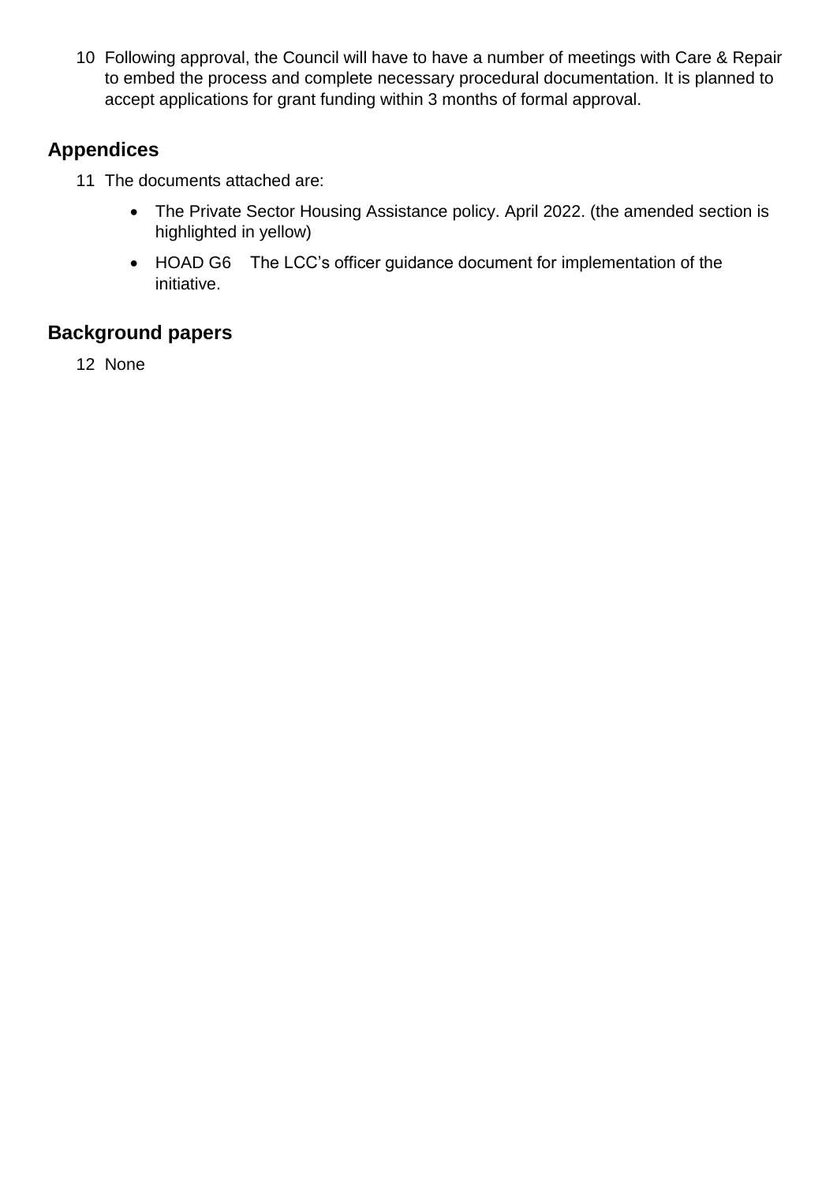10 Following approval, the Council will have to have a number of meetings with Care & Repair to embed the process and complete necessary procedural documentation. It is planned to accept applications for grant funding within 3 months of formal approval.

## Appendices

11 The documents attached are:

- The Private Sector Housing Assistance policy. April 2022. (the amended section is highlighted in yellow)
- HOAD G6  The LCC's officer guidance document for implementation of the initiative.

## Background papers

12 None